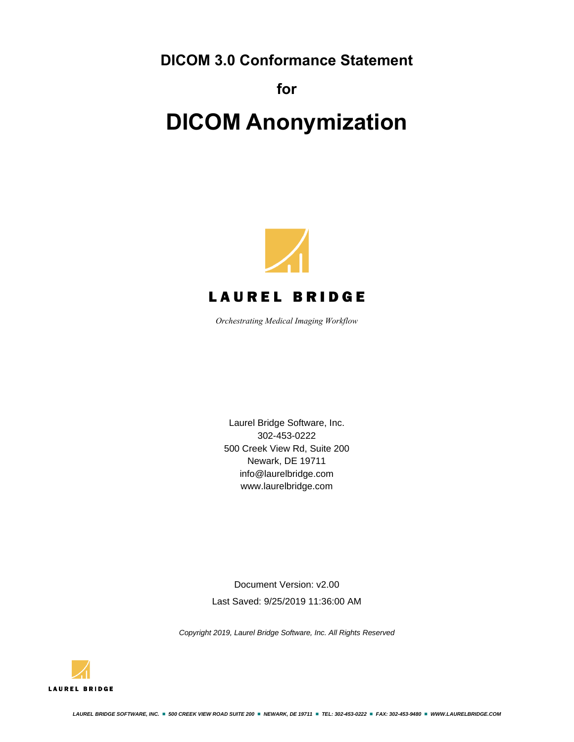**DICOM 3.0 Conformance Statement**

**for**

# DICOM Anonymization

**LAUREL BRIDGE**

*Orchestrating Medical Imaging Workflow*

Laurel Bridge Software, Inc.
302-453-0222
500 Creek View Rd, Suite 200
Newark, DE 19711
info@laurelbridge.com
www.laurelbridge.com

Document Version: v2.00

Last Saved: 9/25/2019 11:36:00 AM

*Copyright 2019, Laurel Bridge Software, Inc. All Rights Reserved*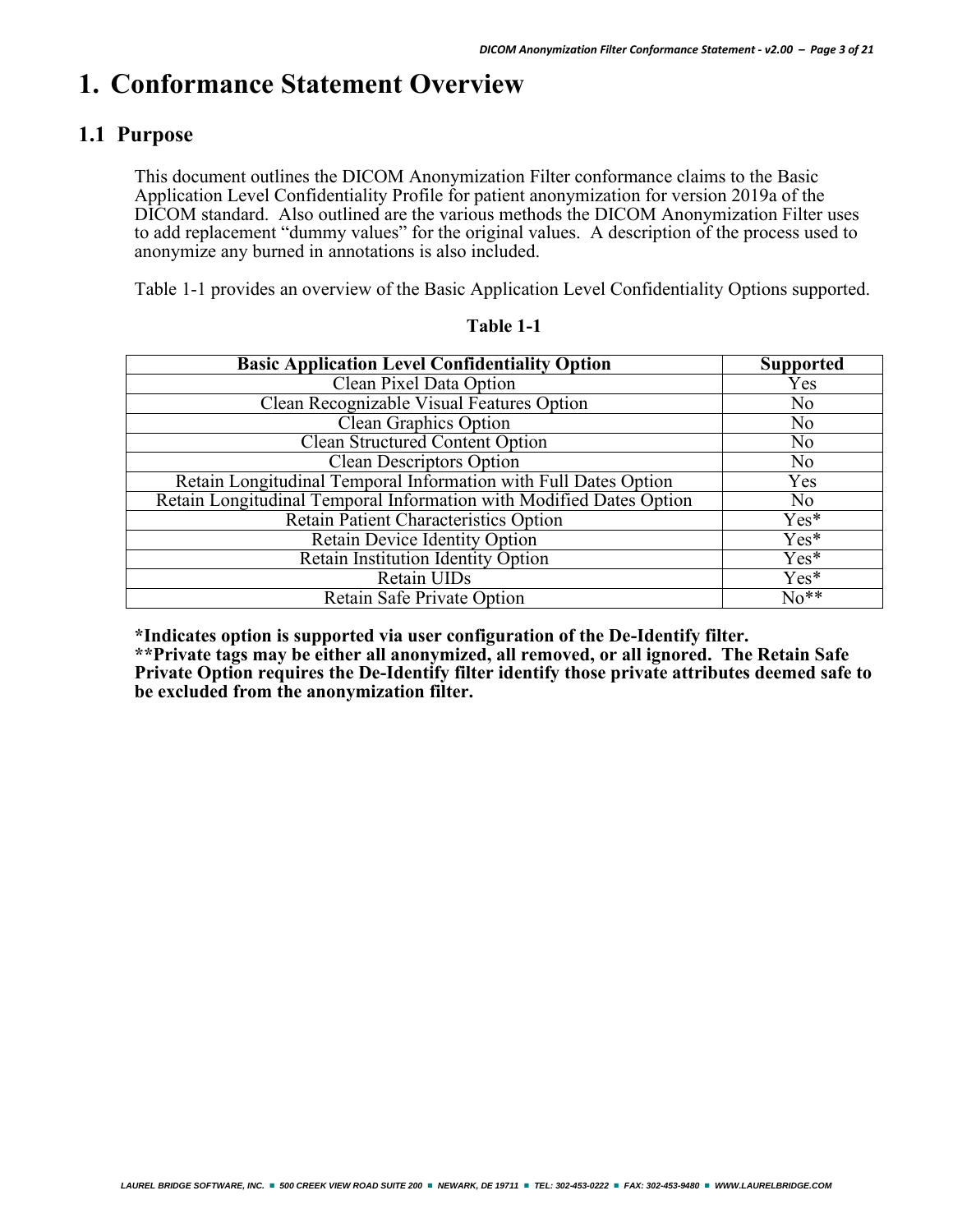# 1. Conformance Statement Overview

## 1.1 Purpose

This document outlines the DICOM Anonymization Filter conformance claims to the Basic Application Level Confidentiality Profile for patient anonymization for version 2019a of the DICOM standard. Also outlined are the various methods the DICOM Anonymization Filter uses to add replacement “dummy values” for the original values. A description of the process used to anonymize any burned in annotations is also included.

Table 1-1 provides an overview of the Basic Application Level Confidentiality Options supported.

**Table 1-1**

| Basic Application Level Confidentiality Option | Supported |
|---|---|
| Clean Pixel Data Option | Yes |
| Clean Recognizable Visual Features Option | No |
| Clean Graphics Option | No |
| Clean Structured Content Option | No |
| Clean Descriptors Option | No |
| Retain Longitudinal Temporal Information with Full Dates Option | Yes |
| Retain Longitudinal Temporal Information with Modified Dates Option | No |
| Retain Patient Characteristics Option | Yes* |
| Retain Device Identity Option | Yes* |
| Retain Institution Identity Option | Yes* |
| Retain UIDs | Yes* |
| Retain Safe Private Option | No** |

**\*Indicates option is supported via user configuration of the De-Identify filter.**
**\*\*Private tags may be either all anonymized, all removed, or all ignored. The Retain Safe Private Option requires the De-Identify filter identify those private attributes deemed safe to be excluded from the anonymization filter.**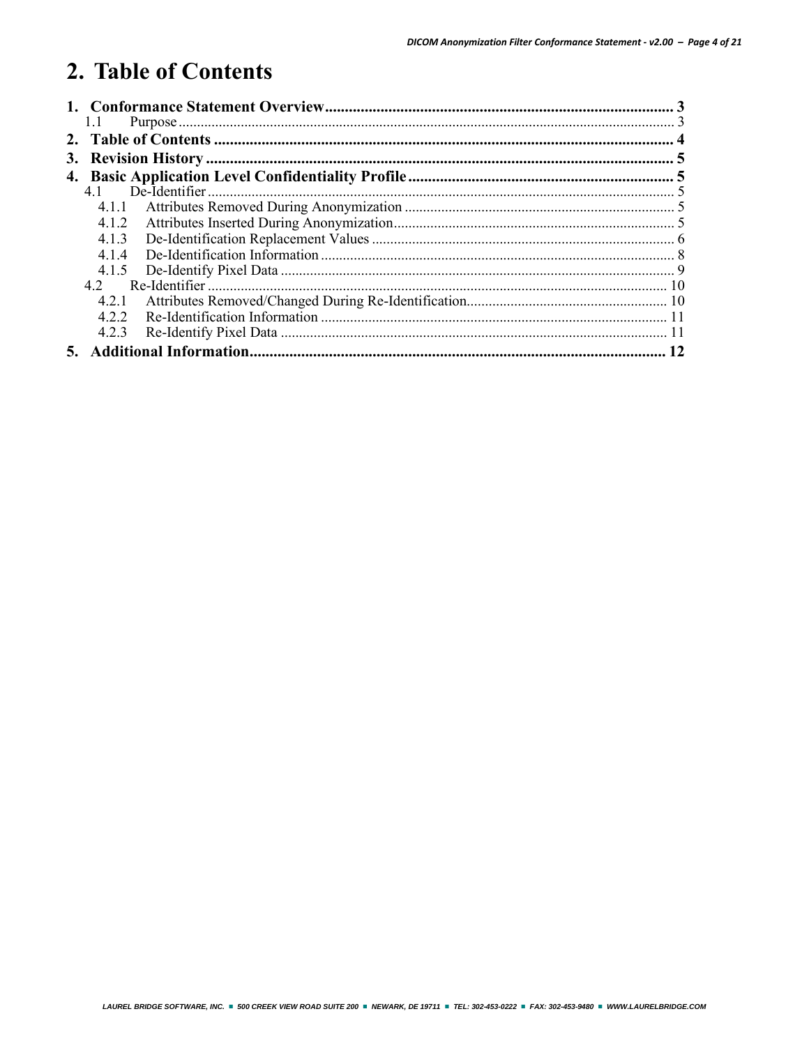# 2. Table of Contents

**1. Conformance Statement Overview** ..... **3**
- 1.1 Purpose ..... 3

**2. Table of Contents** ..... **4**

**3. Revision History** ..... **5**

**4. Basic Application Level Confidentiality Profile** ..... **5**
- 4.1 De-Identifier ..... 5
  - 4.1.1 Attributes Removed During Anonymization ..... 5
  - 4.1.2 Attributes Inserted During Anonymization ..... 5
  - 4.1.3 De-Identification Replacement Values ..... 6
  - 4.1.4 De-Identification Information ..... 8
  - 4.1.5 De-Identify Pixel Data ..... 9
- 4.2 Re-Identifier ..... 10
  - 4.2.1 Attributes Removed/Changed During Re-Identification ..... 10
  - 4.2.2 Re-Identification Information ..... 11
  - 4.2.3 Re-Identify Pixel Data ..... 11

**5. Additional Information** ..... **12**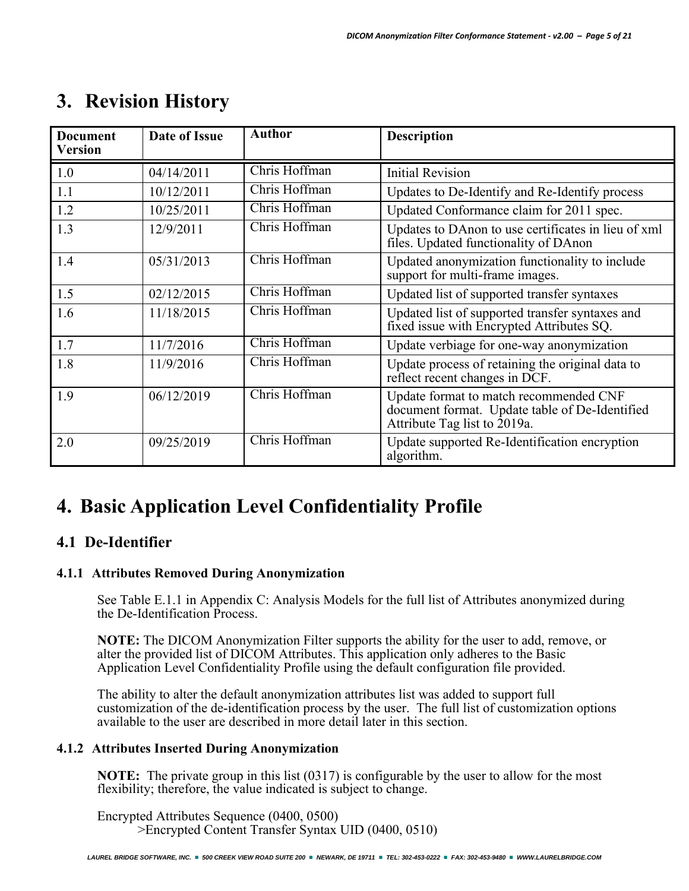# 3. Revision History

| Document Version | Date of Issue | Author | Description |
|---|---|---|---|
| 1.0 | 04/14/2011 | Chris Hoffman | Initial Revision |
| 1.1 | 10/12/2011 | Chris Hoffman | Updates to De-Identify and Re-Identify process |
| 1.2 | 10/25/2011 | Chris Hoffman | Updated Conformance claim for 2011 spec. |
| 1.3 | 12/9/2011 | Chris Hoffman | Updates to DAnon to use certificates in lieu of xml files. Updated functionality of DAnon |
| 1.4 | 05/31/2013 | Chris Hoffman | Updated anonymization functionality to include support for multi-frame images. |
| 1.5 | 02/12/2015 | Chris Hoffman | Updated list of supported transfer syntaxes |
| 1.6 | 11/18/2015 | Chris Hoffman | Updated list of supported transfer syntaxes and fixed issue with Encrypted Attributes SQ. |
| 1.7 | 11/7/2016 | Chris Hoffman | Update verbiage for one-way anonymization |
| 1.8 | 11/9/2016 | Chris Hoffman | Update process of retaining the original data to reflect recent changes in DCF. |
| 1.9 | 06/12/2019 | Chris Hoffman | Update format to match recommended CNF document format. Update table of De-Identified Attribute Tag list to 2019a. |
| 2.0 | 09/25/2019 | Chris Hoffman | Update supported Re-Identification encryption algorithm. |

# 4. Basic Application Level Confidentiality Profile

## 4.1 De-Identifier

### 4.1.1 Attributes Removed During Anonymization

See Table E.1.1 in Appendix C: Analysis Models for the full list of Attributes anonymized during the De-Identification Process.

**NOTE:** The DICOM Anonymization Filter supports the ability for the user to add, remove, or alter the provided list of DICOM Attributes. This application only adheres to the Basic Application Level Confidentiality Profile using the default configuration file provided.

The ability to alter the default anonymization attributes list was added to support full customization of the de-identification process by the user. The full list of customization options available to the user are described in more detail later in this section.

### 4.1.2 Attributes Inserted During Anonymization

**NOTE:** The private group in this list (0317) is configurable by the user to allow for the most flexibility; therefore, the value indicated is subject to change.

Encrypted Attributes Sequence (0400, 0500)
&nbsp;&nbsp;&nbsp;&nbsp;>Encrypted Content Transfer Syntax UID (0400, 0510)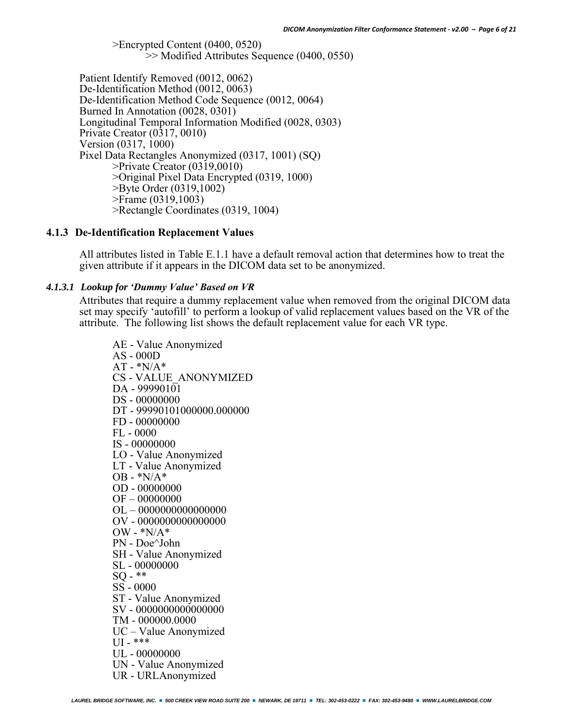>Encrypted Content (0400, 0520)

>> Modified Attributes Sequence (0400, 0550)

Patient Identify Removed (0012, 0062)
De-Identification Method (0012, 0063)
De-Identification Method Code Sequence (0012, 0064)
Burned In Annotation (0028, 0301)
Longitudinal Temporal Information Modified (0028, 0303)
Private Creator (0317, 0010)
Version (0317, 1000)
Pixel Data Rectangles Anonymized (0317, 1001) (SQ)

>Private Creator (0319,0010)
>Original Pixel Data Encrypted (0319, 1000)
>Byte Order (0319,1002)
>Frame (0319,1003)
>Rectangle Coordinates (0319, 1004)

### 4.1.3 De-Identification Replacement Values

All attributes listed in Table E.1.1 have a default removal action that determines how to treat the given attribute if it appears in the DICOM data set to be anonymized.

#### *4.1.3.1 Lookup for 'Dummy Value' Based on VR*

Attributes that require a dummy replacement value when removed from the original DICOM data set may specify 'autofill' to perform a lookup of valid replacement values based on the VR of the attribute. The following list shows the default replacement value for each VR type.

AE - Value Anonymized
AS - 000D
AT - *N/A*
CS - VALUE_ANONYMIZED
DA - 99990101
DS - 00000000
DT - 99990101000000.000000
FD - 00000000
FL - 0000
IS - 00000000
LO - Value Anonymized
LT - Value Anonymized
OB - *N/A*
OD - 00000000
OF – 00000000
OL – 0000000000000000
OV - 0000000000000000
OW - *N/A*
PN - Doe^John
SH - Value Anonymized
SL - 00000000
SQ - **
SS - 0000
ST - Value Anonymized
SV - 0000000000000000
TM - 000000.0000
UC – Value Anonymized
UI - ***
UL - 00000000
UN - Value Anonymized
UR - URLAnonymized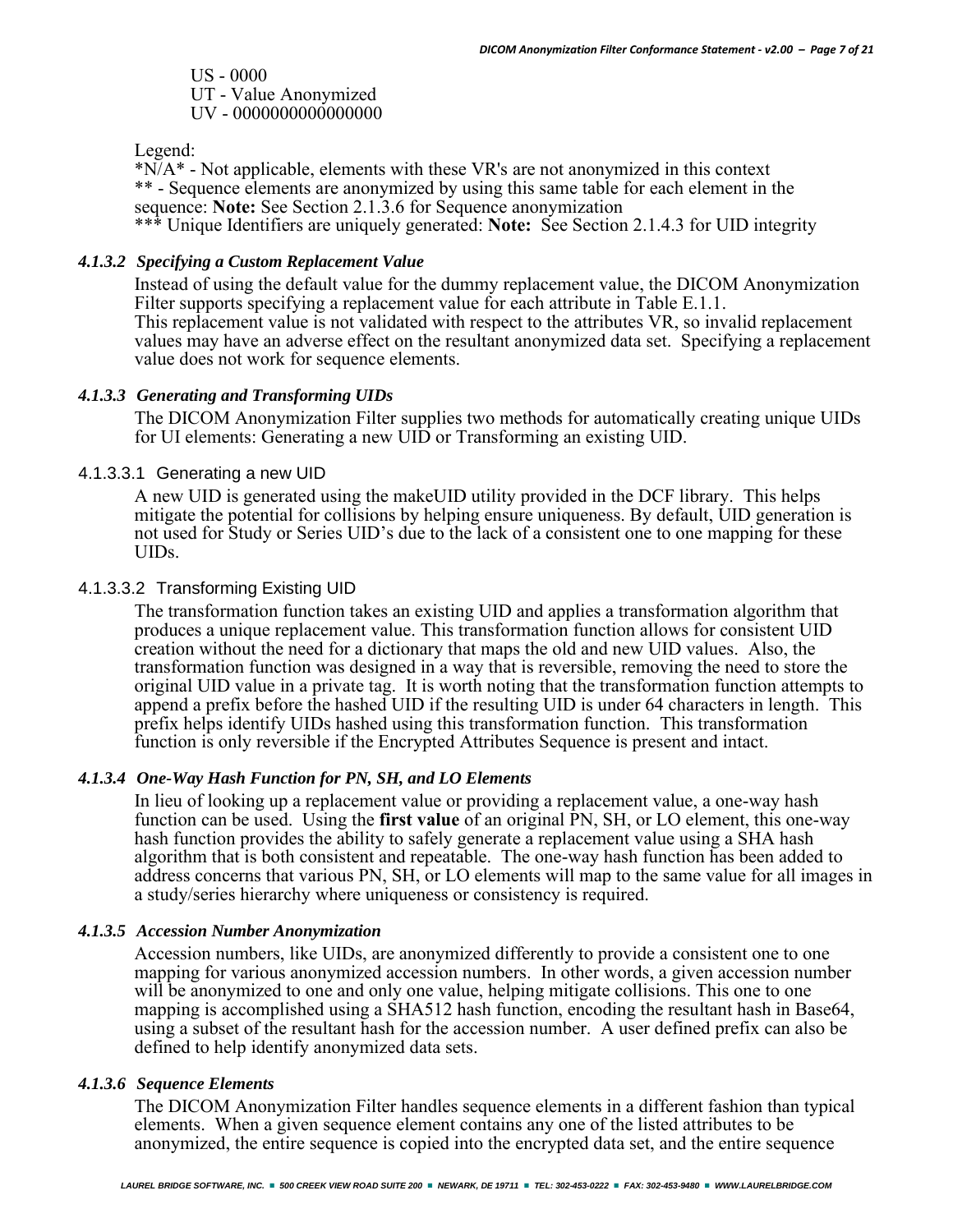US - 0000
UT - Value Anonymized
UV - 0000000000000000

Legend:
*N/A* - Not applicable, elements with these VR's are not anonymized in this context
** - Sequence elements are anonymized by using this same table for each element in the sequence: **Note:** See Section 2.1.3.6 for Sequence anonymization
*** Unique Identifiers are uniquely generated: **Note:** See Section 2.1.4.3 for UID integrity

#### *4.1.3.2 Specifying a Custom Replacement Value*

Instead of using the default value for the dummy replacement value, the DICOM Anonymization Filter supports specifying a replacement value for each attribute in Table E.1.1.
This replacement value is not validated with respect to the attributes VR, so invalid replacement values may have an adverse effect on the resultant anonymized data set. Specifying a replacement value does not work for sequence elements.

#### *4.1.3.3 Generating and Transforming UIDs*

The DICOM Anonymization Filter supplies two methods for automatically creating unique UIDs for UI elements: Generating a new UID or Transforming an existing UID.

##### 4.1.3.3.1 Generating a new UID

A new UID is generated using the makeUID utility provided in the DCF library. This helps mitigate the potential for collisions by helping ensure uniqueness. By default, UID generation is not used for Study or Series UID's due to the lack of a consistent one to one mapping for these UIDs.

##### 4.1.3.3.2 Transforming Existing UID

The transformation function takes an existing UID and applies a transformation algorithm that produces a unique replacement value. This transformation function allows for consistent UID creation without the need for a dictionary that maps the old and new UID values. Also, the transformation function was designed in a way that is reversible, removing the need to store the original UID value in a private tag. It is worth noting that the transformation function attempts to append a prefix before the hashed UID if the resulting UID is under 64 characters in length. This prefix helps identify UIDs hashed using this transformation function. This transformation function is only reversible if the Encrypted Attributes Sequence is present and intact.

#### *4.1.3.4 One-Way Hash Function for PN, SH, and LO Elements*

In lieu of looking up a replacement value or providing a replacement value, a one-way hash function can be used. Using the **first value** of an original PN, SH, or LO element, this one-way hash function provides the ability to safely generate a replacement value using a SHA hash algorithm that is both consistent and repeatable. The one-way hash function has been added to address concerns that various PN, SH, or LO elements will map to the same value for all images in a study/series hierarchy where uniqueness or consistency is required.

#### *4.1.3.5 Accession Number Anonymization*

Accession numbers, like UIDs, are anonymized differently to provide a consistent one to one mapping for various anonymized accession numbers. In other words, a given accession number will be anonymized to one and only one value, helping mitigate collisions. This one to one mapping is accomplished using a SHA512 hash function, encoding the resultant hash in Base64, using a subset of the resultant hash for the accession number. A user defined prefix can also be defined to help identify anonymized data sets.

#### *4.1.3.6 Sequence Elements*

The DICOM Anonymization Filter handles sequence elements in a different fashion than typical elements. When a given sequence element contains any one of the listed attributes to be anonymized, the entire sequence is copied into the encrypted data set, and the entire sequence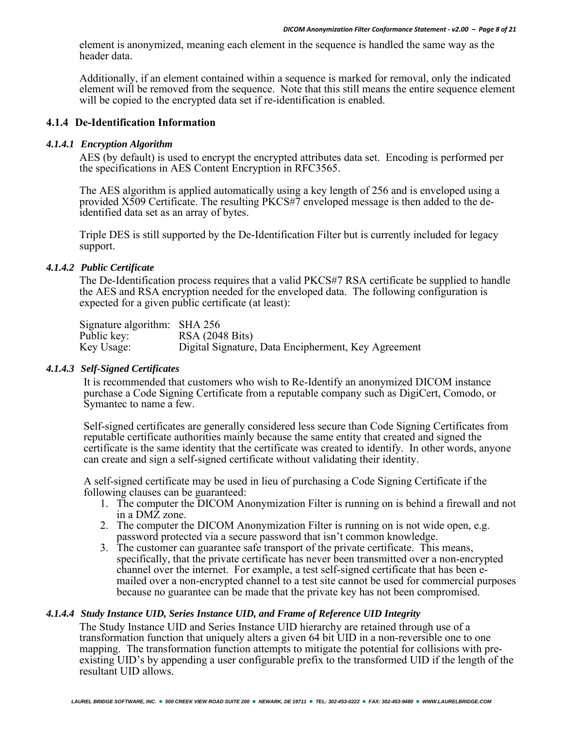element is anonymized, meaning each element in the sequence is handled the same way as the header data.

Additionally, if an element contained within a sequence is marked for removal, only the indicated element will be removed from the sequence. Note that this still means the entire sequence element will be copied to the encrypted data set if re-identification is enabled.

### 4.1.4 De-Identification Information

#### *4.1.4.1 Encryption Algorithm*

AES (by default) is used to encrypt the encrypted attributes data set. Encoding is performed per the specifications in AES Content Encryption in RFC3565.

The AES algorithm is applied automatically using a key length of 256 and is enveloped using a provided X509 Certificate. The resulting PKCS#7 enveloped message is then added to the de-identified data set as an array of bytes.

Triple DES is still supported by the De-Identification Filter but is currently included for legacy support.

#### *4.1.4.2 Public Certificate*

The De-Identification process requires that a valid PKCS#7 RSA certificate be supplied to handle the AES and RSA encryption needed for the enveloped data. The following configuration is expected for a given public certificate (at least):

| | |
|---|---|
| Signature algorithm: | SHA 256 |
| Public key: | RSA (2048 Bits) |
| Key Usage: | Digital Signature, Data Encipherment, Key Agreement |

#### *4.1.4.3 Self-Signed Certificates*

It is recommended that customers who wish to Re-Identify an anonymized DICOM instance purchase a Code Signing Certificate from a reputable company such as DigiCert, Comodo, or Symantec to name a few.

Self-signed certificates are generally considered less secure than Code Signing Certificates from reputable certificate authorities mainly because the same entity that created and signed the certificate is the same identity that the certificate was created to identify. In other words, anyone can create and sign a self-signed certificate without validating their identity.

A self-signed certificate may be used in lieu of purchasing a Code Signing Certificate if the following clauses can be guaranteed:

1. The computer the DICOM Anonymization Filter is running on is behind a firewall and not in a DMZ zone.
2. The computer the DICOM Anonymization Filter is running on is not wide open, e.g. password protected via a secure password that isn't common knowledge.
3. The customer can guarantee safe transport of the private certificate. This means, specifically, that the private certificate has never been transmitted over a non-encrypted channel over the internet. For example, a test self-signed certificate that has been e-mailed over a non-encrypted channel to a test site cannot be used for commercial purposes because no guarantee can be made that the private key has not been compromised.

#### *4.1.4.4 Study Instance UID, Series Instance UID, and Frame of Reference UID Integrity*

The Study Instance UID and Series Instance UID hierarchy are retained through use of a transformation function that uniquely alters a given 64 bit UID in a non-reversible one to one mapping. The transformation function attempts to mitigate the potential for collisions with pre-existing UID's by appending a user configurable prefix to the transformed UID if the length of the resultant UID allows.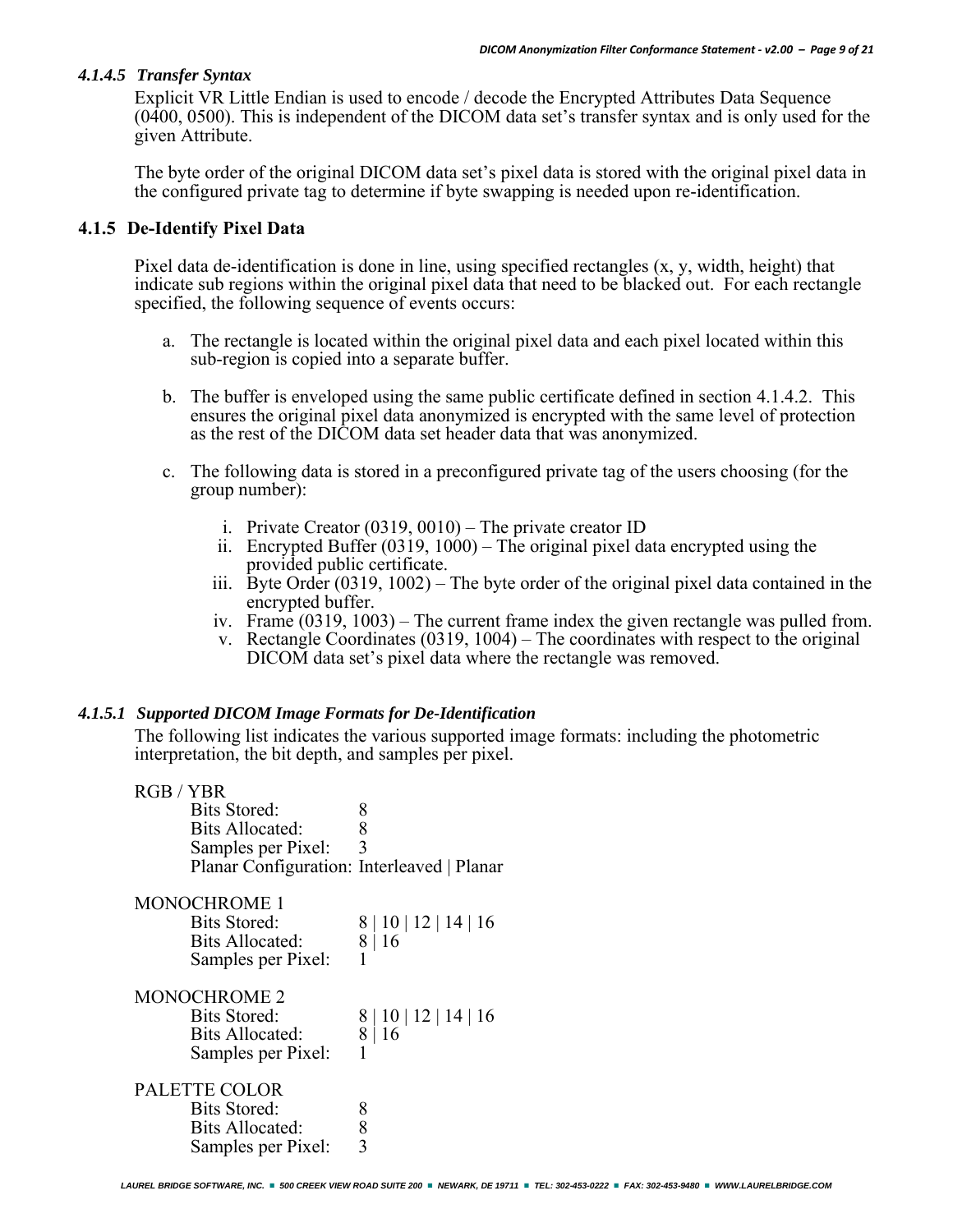#### *4.1.4.5 Transfer Syntax*

Explicit VR Little Endian is used to encode / decode the Encrypted Attributes Data Sequence (0400, 0500). This is independent of the DICOM data set's transfer syntax and is only used for the given Attribute.

The byte order of the original DICOM data set's pixel data is stored with the original pixel data in the configured private tag to determine if byte swapping is needed upon re-identification.

### 4.1.5 De-Identify Pixel Data

Pixel data de-identification is done in line, using specified rectangles (x, y, width, height) that indicate sub regions within the original pixel data that need to be blacked out. For each rectangle specified, the following sequence of events occurs:

a. The rectangle is located within the original pixel data and each pixel located within this sub-region is copied into a separate buffer.

b. The buffer is enveloped using the same public certificate defined in section 4.1.4.2. This ensures the original pixel data anonymized is encrypted with the same level of protection as the rest of the DICOM data set header data that was anonymized.

c. The following data is stored in a preconfigured private tag of the users choosing (for the group number):

   i. Private Creator (0319, 0010) – The private creator ID
   ii. Encrypted Buffer (0319, 1000) – The original pixel data encrypted using the provided public certificate.
   iii. Byte Order (0319, 1002) – The byte order of the original pixel data contained in the encrypted buffer.
   iv. Frame (0319, 1003) – The current frame index the given rectangle was pulled from.
   v. Rectangle Coordinates (0319, 1004) – The coordinates with respect to the original DICOM data set's pixel data where the rectangle was removed.

#### *4.1.5.1 Supported DICOM Image Formats for De-Identification*

The following list indicates the various supported image formats: including the photometric interpretation, the bit depth, and samples per pixel.

RGB / YBR
- Bits Stored: 8
- Bits Allocated: 8
- Samples per Pixel: 3
- Planar Configuration: Interleaved | Planar

MONOCHROME 1
- Bits Stored: 8 | 10 | 12 | 14 | 16
- Bits Allocated: 8 | 16
- Samples per Pixel: 1

MONOCHROME 2
- Bits Stored: 8 | 10 | 12 | 14 | 16
- Bits Allocated: 8 | 16
- Samples per Pixel: 1

PALETTE COLOR
- Bits Stored: 8
- Bits Allocated: 8
- Samples per Pixel: 3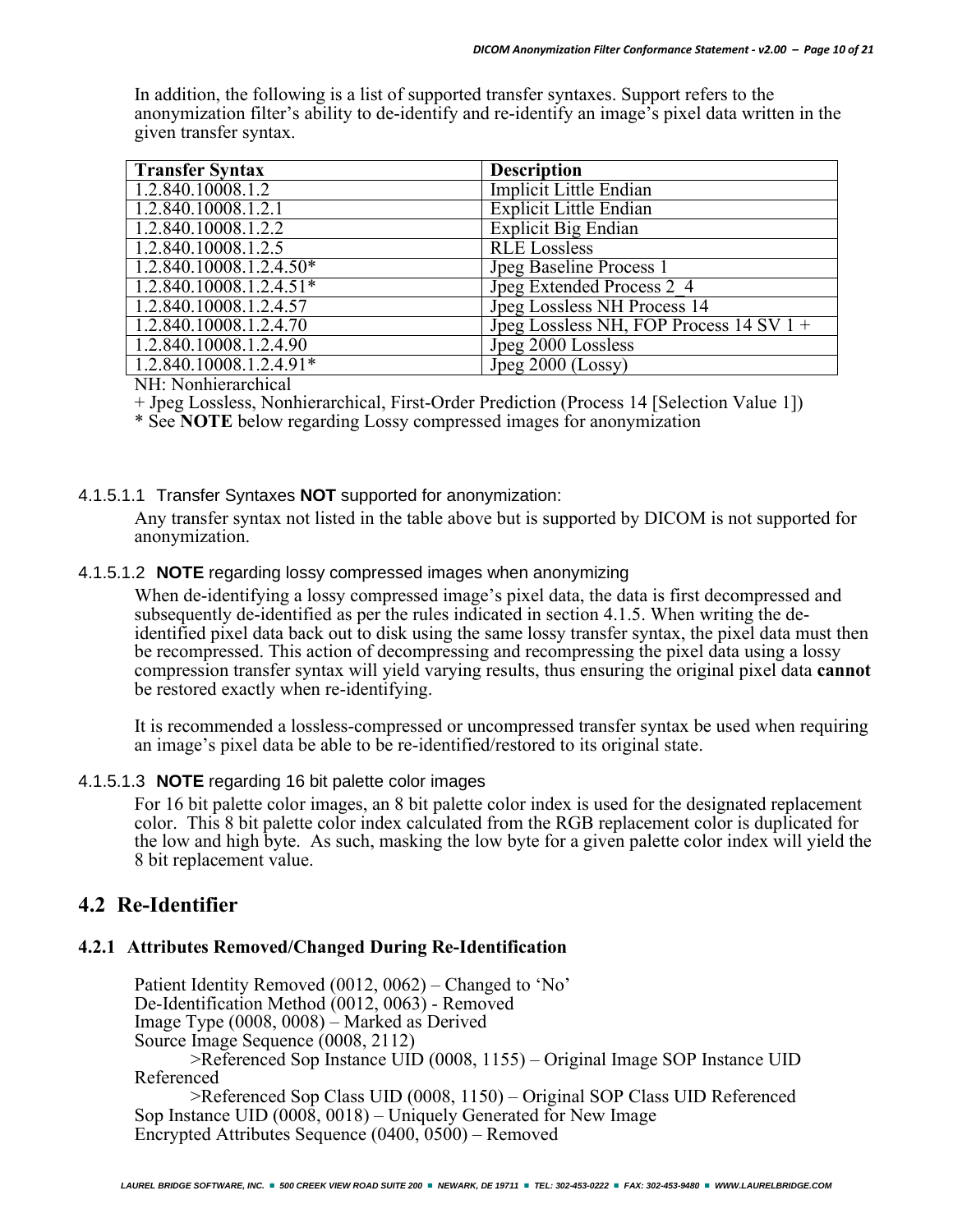In addition, the following is a list of supported transfer syntaxes. Support refers to the anonymization filter's ability to de-identify and re-identify an image's pixel data written in the given transfer syntax.

| Transfer Syntax | Description |
|---|---|
| 1.2.840.10008.1.2 | Implicit Little Endian |
| 1.2.840.10008.1.2.1 | Explicit Little Endian |
| 1.2.840.10008.1.2.2 | Explicit Big Endian |
| 1.2.840.10008.1.2.5 | RLE Lossless |
| 1.2.840.10008.1.2.4.50* | Jpeg Baseline Process 1 |
| 1.2.840.10008.1.2.4.51* | Jpeg Extended Process 2_4 |
| 1.2.840.10008.1.2.4.57 | Jpeg Lossless NH Process 14 |
| 1.2.840.10008.1.2.4.70 | Jpeg Lossless NH, FOP Process 14 SV 1 + |
| 1.2.840.10008.1.2.4.90 | Jpeg 2000 Lossless |
| 1.2.840.10008.1.2.4.91* | Jpeg 2000 (Lossy) |

NH: Nonhierarchical

+ Jpeg Lossless, Nonhierarchical, First-Order Prediction (Process 14 [Selection Value 1])

* See **NOTE** below regarding Lossy compressed images for anonymization

#### 4.1.5.1.1 Transfer Syntaxes **NOT** supported for anonymization:

Any transfer syntax not listed in the table above but is supported by DICOM is not supported for anonymization.

#### 4.1.5.1.2 **NOTE** regarding lossy compressed images when anonymizing

When de-identifying a lossy compressed image's pixel data, the data is first decompressed and subsequently de-identified as per the rules indicated in section 4.1.5. When writing the de-identified pixel data back out to disk using the same lossy transfer syntax, the pixel data must then be recompressed. This action of decompressing and recompressing the pixel data using a lossy compression transfer syntax will yield varying results, thus ensuring the original pixel data **cannot** be restored exactly when re-identifying.

It is recommended a lossless-compressed or uncompressed transfer syntax be used when requiring an image's pixel data be able to be re-identified/restored to its original state.

#### 4.1.5.1.3 **NOTE** regarding 16 bit palette color images

For 16 bit palette color images, an 8 bit palette color index is used for the designated replacement color. This 8 bit palette color index calculated from the RGB replacement color is duplicated for the low and high byte. As such, masking the low byte for a given palette color index will yield the 8 bit replacement value.

## 4.2 Re-Identifier

### 4.2.1 Attributes Removed/Changed During Re-Identification

Patient Identity Removed (0012, 0062) – Changed to 'No'
De-Identification Method (0012, 0063) - Removed
Image Type (0008, 0008) – Marked as Derived
Source Image Sequence (0008, 2112)
    >Referenced Sop Instance UID (0008, 1155) – Original Image SOP Instance UID Referenced
    >Referenced Sop Class UID (0008, 1150) – Original SOP Class UID Referenced
Sop Instance UID (0008, 0018) – Uniquely Generated for New Image
Encrypted Attributes Sequence (0400, 0500) – Removed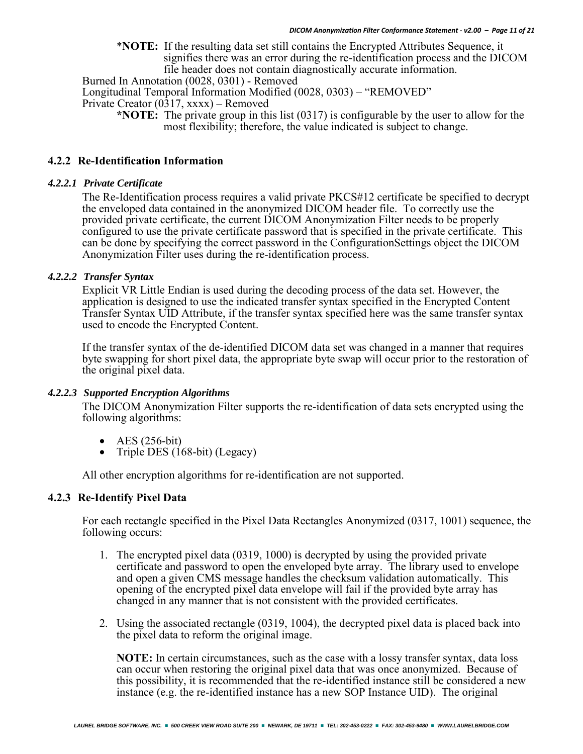*NOTE: If the resulting data set still contains the Encrypted Attributes Sequence, it signifies there was an error during the re-identification process and the DICOM file header does not contain diagnostically accurate information.

Burned In Annotation (0028, 0301) - Removed

Longitudinal Temporal Information Modified (0028, 0303) – "REMOVED"

Private Creator (0317, xxxx) – Removed

*NOTE: The private group in this list (0317) is configurable by the user to allow for the most flexibility; therefore, the value indicated is subject to change.

### 4.2.2 Re-Identification Information

#### *4.2.2.1 Private Certificate*

The Re-Identification process requires a valid private PKCS#12 certificate be specified to decrypt the enveloped data contained in the anonymized DICOM header file. To correctly use the provided private certificate, the current DICOM Anonymization Filter needs to be properly configured to use the private certificate password that is specified in the private certificate. This can be done by specifying the correct password in the ConfigurationSettings object the DICOM Anonymization Filter uses during the re-identification process.

#### *4.2.2.2 Transfer Syntax*

Explicit VR Little Endian is used during the decoding process of the data set. However, the application is designed to use the indicated transfer syntax specified in the Encrypted Content Transfer Syntax UID Attribute, if the transfer syntax specified here was the same transfer syntax used to encode the Encrypted Content.

If the transfer syntax of the de-identified DICOM data set was changed in a manner that requires byte swapping for short pixel data, the appropriate byte swap will occur prior to the restoration of the original pixel data.

#### *4.2.2.3 Supported Encryption Algorithms*

The DICOM Anonymization Filter supports the re-identification of data sets encrypted using the following algorithms:

- AES (256-bit)
- Triple DES (168-bit) (Legacy)

All other encryption algorithms for re-identification are not supported.

### 4.2.3 Re-Identify Pixel Data

For each rectangle specified in the Pixel Data Rectangles Anonymized (0317, 1001) sequence, the following occurs:

1. The encrypted pixel data (0319, 1000) is decrypted by using the provided private certificate and password to open the enveloped byte array. The library used to envelope and open a given CMS message handles the checksum validation automatically. This opening of the encrypted pixel data envelope will fail if the provided byte array has changed in any manner that is not consistent with the provided certificates.

2. Using the associated rectangle (0319, 1004), the decrypted pixel data is placed back into the pixel data to reform the original image.

   **NOTE:** In certain circumstances, such as the case with a lossy transfer syntax, data loss can occur when restoring the original pixel data that was once anonymized. Because of this possibility, it is recommended that the re-identified instance still be considered a new instance (e.g. the re-identified instance has a new SOP Instance UID). The original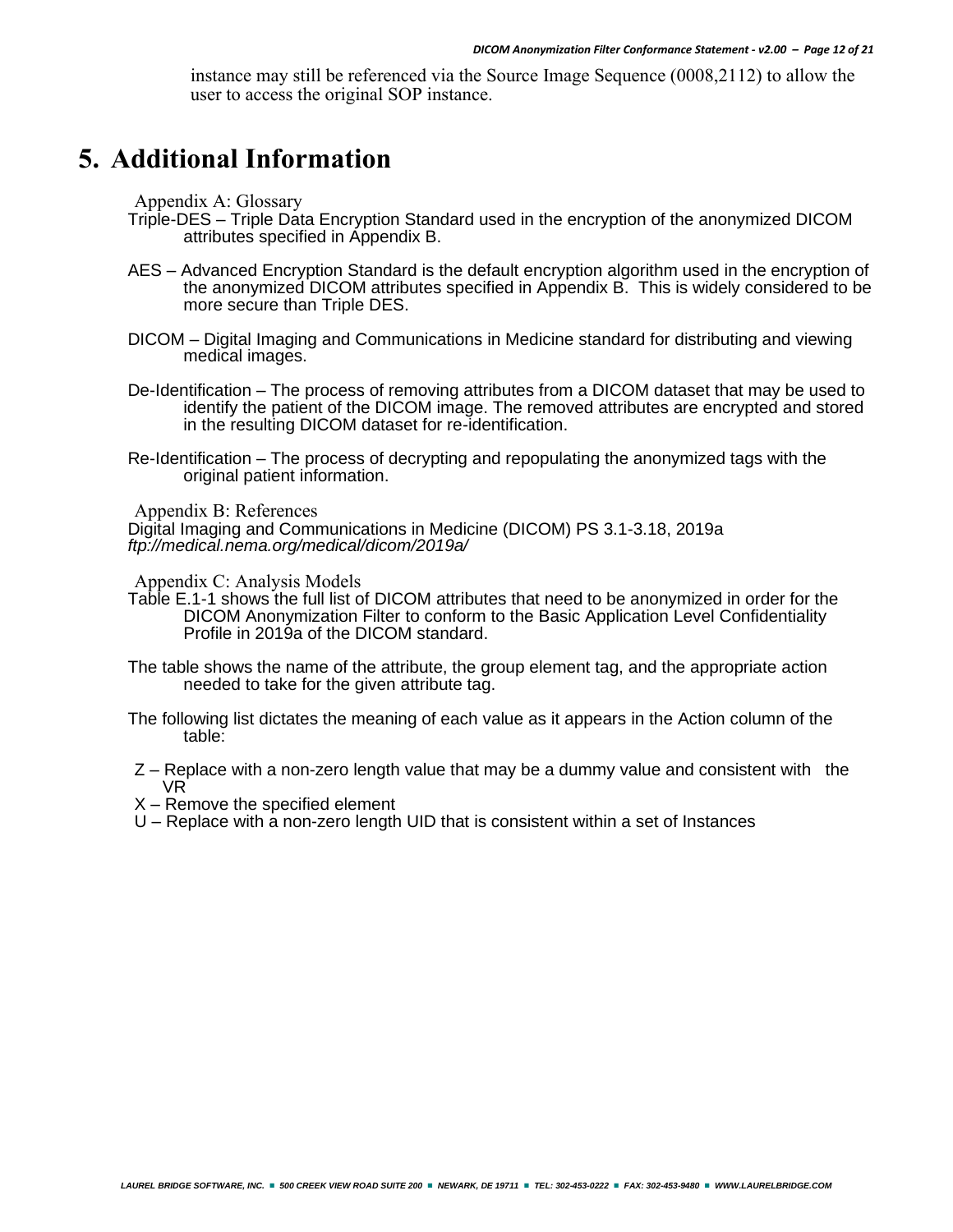instance may still be referenced via the Source Image Sequence (0008,2112) to allow the user to access the original SOP instance.

# 5. Additional Information

### Appendix A: Glossary

Triple-DES – Triple Data Encryption Standard used in the encryption of the anonymized DICOM attributes specified in Appendix B.

AES – Advanced Encryption Standard is the default encryption algorithm used in the encryption of the anonymized DICOM attributes specified in Appendix B. This is widely considered to be more secure than Triple DES.

DICOM – Digital Imaging and Communications in Medicine standard for distributing and viewing medical images.

De-Identification – The process of removing attributes from a DICOM dataset that may be used to identify the patient of the DICOM image. The removed attributes are encrypted and stored in the resulting DICOM dataset for re-identification.

Re-Identification – The process of decrypting and repopulating the anonymized tags with the original patient information.

### Appendix B: References

Digital Imaging and Communications in Medicine (DICOM) PS 3.1-3.18, 2019a
*ftp://medical.nema.org/medical/dicom/2019a/*

### Appendix C: Analysis Models

Table E.1-1 shows the full list of DICOM attributes that need to be anonymized in order for the DICOM Anonymization Filter to conform to the Basic Application Level Confidentiality Profile in 2019a of the DICOM standard.

The table shows the name of the attribute, the group element tag, and the appropriate action needed to take for the given attribute tag.

The following list dictates the meaning of each value as it appears in the Action column of the table:

- Z – Replace with a non-zero length value that may be a dummy value and consistent with the VR
- X – Remove the specified element
- U – Replace with a non-zero length UID that is consistent within a set of Instances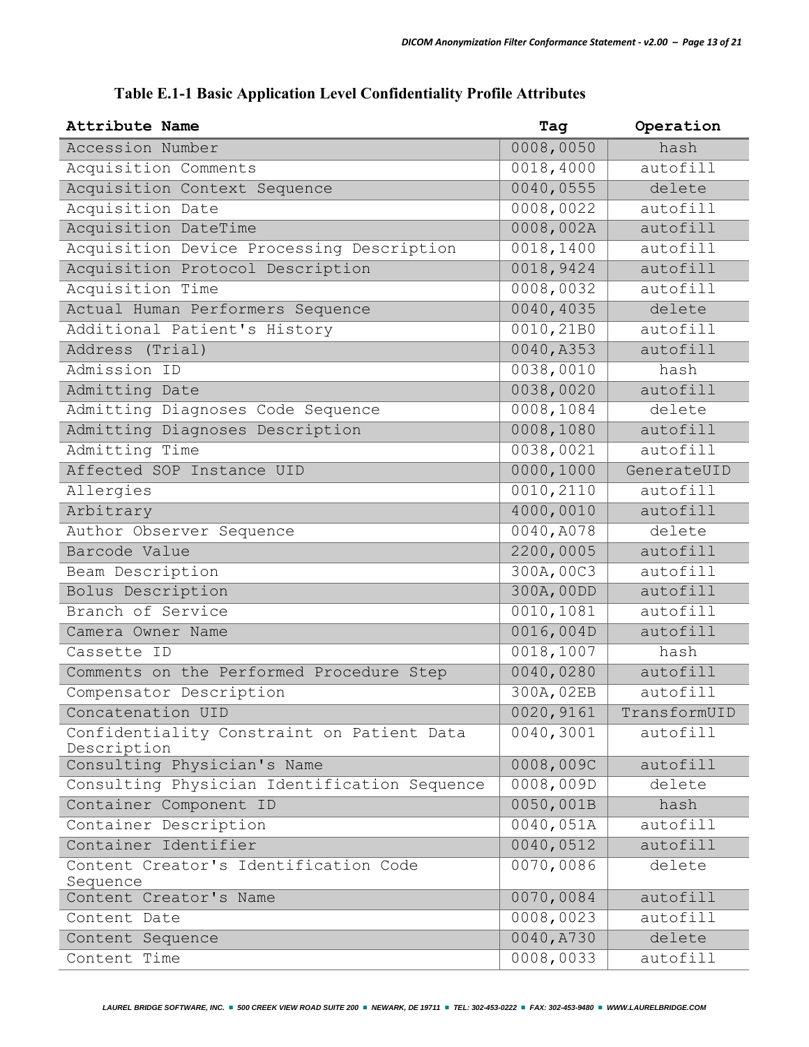**Table E.1-1 Basic Application Level Confidentiality Profile Attributes**

| Attribute Name | Tag | Operation |
|---|---|---|
| Accession Number | 0008,0050 | hash |
| Acquisition Comments | 0018,4000 | autofill |
| Acquisition Context Sequence | 0040,0555 | delete |
| Acquisition Date | 0008,0022 | autofill |
| Acquisition DateTime | 0008,002A | autofill |
| Acquisition Device Processing Description | 0018,1400 | autofill |
| Acquisition Protocol Description | 0018,9424 | autofill |
| Acquisition Time | 0008,0032 | autofill |
| Actual Human Performers Sequence | 0040,4035 | delete |
| Additional Patient's History | 0010,21B0 | autofill |
| Address (Trial) | 0040,A353 | autofill |
| Admission ID | 0038,0010 | hash |
| Admitting Date | 0038,0020 | autofill |
| Admitting Diagnoses Code Sequence | 0008,1084 | delete |
| Admitting Diagnoses Description | 0008,1080 | autofill |
| Admitting Time | 0038,0021 | autofill |
| Affected SOP Instance UID | 0000,1000 | GenerateUID |
| Allergies | 0010,2110 | autofill |
| Arbitrary | 4000,0010 | autofill |
| Author Observer Sequence | 0040,A078 | delete |
| Barcode Value | 2200,0005 | autofill |
| Beam Description | 300A,00C3 | autofill |
| Bolus Description | 300A,00DD | autofill |
| Branch of Service | 0010,1081 | autofill |
| Camera Owner Name | 0016,004D | autofill |
| Cassette ID | 0018,1007 | hash |
| Comments on the Performed Procedure Step | 0040,0280 | autofill |
| Compensator Description | 300A,02EB | autofill |
| Concatenation UID | 0020,9161 | TransformUID |
| Confidentiality Constraint on Patient Data Description | 0040,3001 | autofill |
| Consulting Physician's Name | 0008,009C | autofill |
| Consulting Physician Identification Sequence | 0008,009D | delete |
| Container Component ID | 0050,001B | hash |
| Container Description | 0040,051A | autofill |
| Container Identifier | 0040,0512 | autofill |
| Content Creator's Identification Code Sequence | 0070,0086 | delete |
| Content Creator's Name | 0070,0084 | autofill |
| Content Date | 0008,0023 | autofill |
| Content Sequence | 0040,A730 | delete |
| Content Time | 0008,0033 | autofill |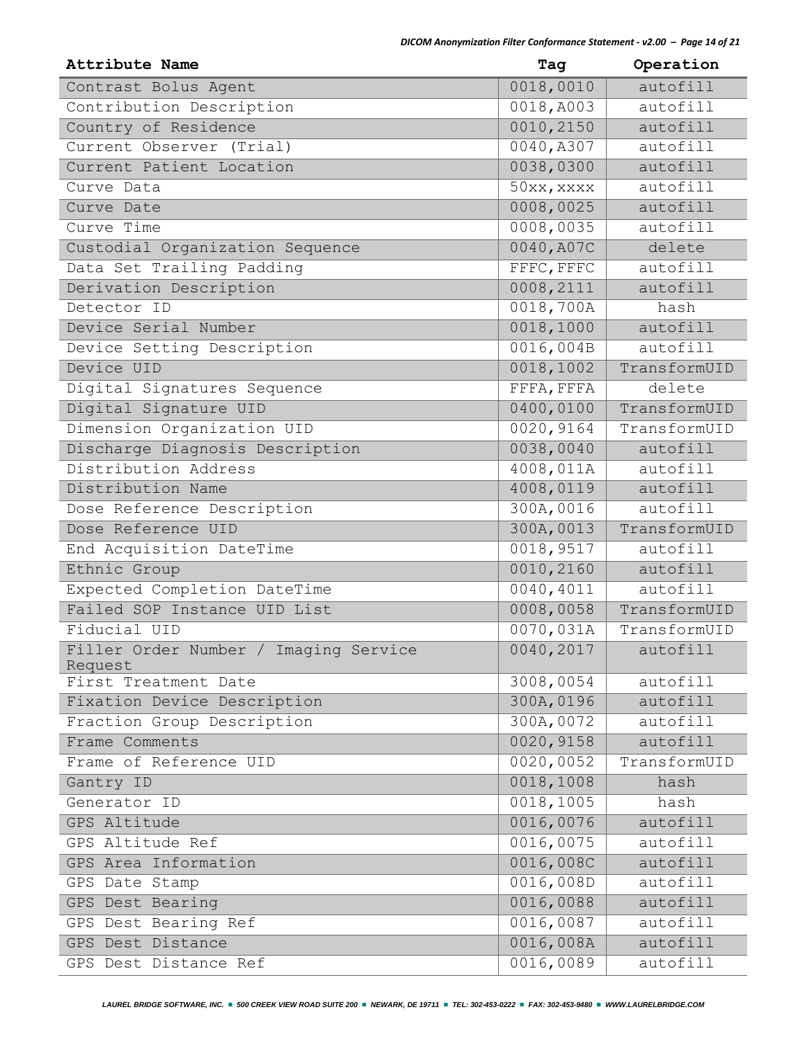| Attribute Name | Tag | Operation |
|---|---|---|
| Contrast Bolus Agent | 0018,0010 | autofill |
| Contribution Description | 0018,A003 | autofill |
| Country of Residence | 0010,2150 | autofill |
| Current Observer (Trial) | 0040,A307 | autofill |
| Current Patient Location | 0038,0300 | autofill |
| Curve Data | 50xx,xxxx | autofill |
| Curve Date | 0008,0025 | autofill |
| Curve Time | 0008,0035 | autofill |
| Custodial Organization Sequence | 0040,A07C | delete |
| Data Set Trailing Padding | FFFC,FFFC | autofill |
| Derivation Description | 0008,2111 | autofill |
| Detector ID | 0018,700A | hash |
| Device Serial Number | 0018,1000 | autofill |
| Device Setting Description | 0016,004B | autofill |
| Device UID | 0018,1002 | TransformUID |
| Digital Signatures Sequence | FFFA,FFFA | delete |
| Digital Signature UID | 0400,0100 | TransformUID |
| Dimension Organization UID | 0020,9164 | TransformUID |
| Discharge Diagnosis Description | 0038,0040 | autofill |
| Distribution Address | 4008,011A | autofill |
| Distribution Name | 4008,0119 | autofill |
| Dose Reference Description | 300A,0016 | autofill |
| Dose Reference UID | 300A,0013 | TransformUID |
| End Acquisition DateTime | 0018,9517 | autofill |
| Ethnic Group | 0010,2160 | autofill |
| Expected Completion DateTime | 0040,4011 | autofill |
| Failed SOP Instance UID List | 0008,0058 | TransformUID |
| Fiducial UID | 0070,031A | TransformUID |
| Filler Order Number / Imaging Service Request | 0040,2017 | autofill |
| First Treatment Date | 3008,0054 | autofill |
| Fixation Device Description | 300A,0196 | autofill |
| Fraction Group Description | 300A,0072 | autofill |
| Frame Comments | 0020,9158 | autofill |
| Frame of Reference UID | 0020,0052 | TransformUID |
| Gantry ID | 0018,1008 | hash |
| Generator ID | 0018,1005 | hash |
| GPS Altitude | 0016,0076 | autofill |
| GPS Altitude Ref | 0016,0075 | autofill |
| GPS Area Information | 0016,008C | autofill |
| GPS Date Stamp | 0016,008D | autofill |
| GPS Dest Bearing | 0016,0088 | autofill |
| GPS Dest Bearing Ref | 0016,0087 | autofill |
| GPS Dest Distance | 0016,008A | autofill |
| GPS Dest Distance Ref | 0016,0089 | autofill |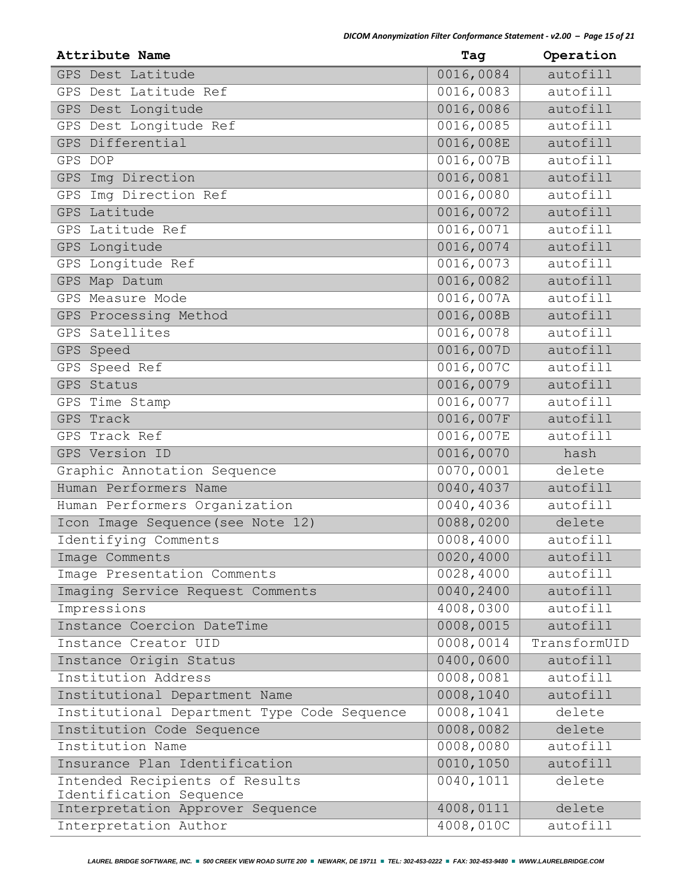| Attribute Name | Tag | Operation |
|---|---|---|
| GPS Dest Latitude | 0016,0084 | autofill |
| GPS Dest Latitude Ref | 0016,0083 | autofill |
| GPS Dest Longitude | 0016,0086 | autofill |
| GPS Dest Longitude Ref | 0016,0085 | autofill |
| GPS Differential | 0016,008E | autofill |
| GPS DOP | 0016,007B | autofill |
| GPS Img Direction | 0016,0081 | autofill |
| GPS Img Direction Ref | 0016,0080 | autofill |
| GPS Latitude | 0016,0072 | autofill |
| GPS Latitude Ref | 0016,0071 | autofill |
| GPS Longitude | 0016,0074 | autofill |
| GPS Longitude Ref | 0016,0073 | autofill |
| GPS Map Datum | 0016,0082 | autofill |
| GPS Measure Mode | 0016,007A | autofill |
| GPS Processing Method | 0016,008B | autofill |
| GPS Satellites | 0016,0078 | autofill |
| GPS Speed | 0016,007D | autofill |
| GPS Speed Ref | 0016,007C | autofill |
| GPS Status | 0016,0079 | autofill |
| GPS Time Stamp | 0016,0077 | autofill |
| GPS Track | 0016,007F | autofill |
| GPS Track Ref | 0016,007E | autofill |
| GPS Version ID | 0016,0070 | hash |
| Graphic Annotation Sequence | 0070,0001 | delete |
| Human Performers Name | 0040,4037 | autofill |
| Human Performers Organization | 0040,4036 | autofill |
| Icon Image Sequence(see Note 12) | 0088,0200 | delete |
| Identifying Comments | 0008,4000 | autofill |
| Image Comments | 0020,4000 | autofill |
| Image Presentation Comments | 0028,4000 | autofill |
| Imaging Service Request Comments | 0040,2400 | autofill |
| Impressions | 4008,0300 | autofill |
| Instance Coercion DateTime | 0008,0015 | autofill |
| Instance Creator UID | 0008,0014 | TransformUID |
| Instance Origin Status | 0400,0600 | autofill |
| Institution Address | 0008,0081 | autofill |
| Institutional Department Name | 0008,1040 | autofill |
| Institutional Department Type Code Sequence | 0008,1041 | delete |
| Institution Code Sequence | 0008,0082 | delete |
| Institution Name | 0008,0080 | autofill |
| Insurance Plan Identification | 0010,1050 | autofill |
| Intended Recipients of Results Identification Sequence | 0040,1011 | delete |
| Interpretation Approver Sequence | 4008,0111 | delete |
| Interpretation Author | 4008,010C | autofill |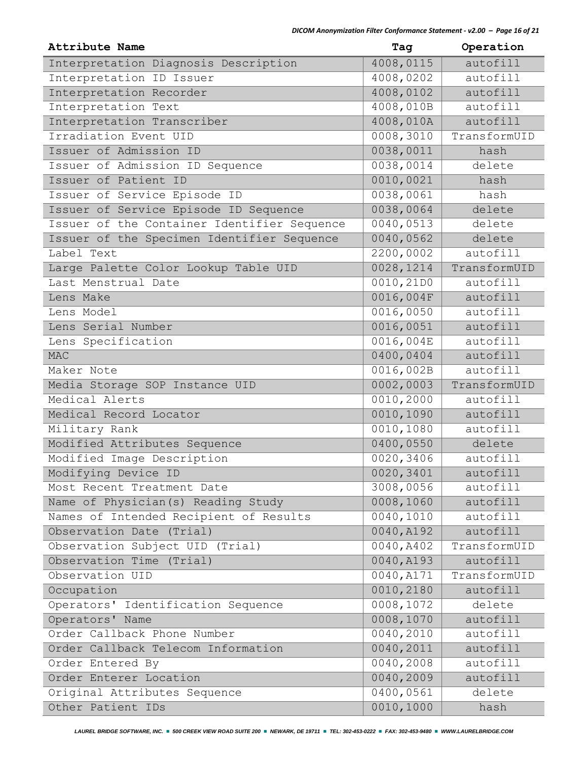| Attribute Name | Tag | Operation |
| --- | --- | --- |
| Interpretation Diagnosis Description | 4008,0115 | autofill |
| Interpretation ID Issuer | 4008,0202 | autofill |
| Interpretation Recorder | 4008,0102 | autofill |
| Interpretation Text | 4008,010B | autofill |
| Interpretation Transcriber | 4008,010A | autofill |
| Irradiation Event UID | 0008,3010 | TransformUID |
| Issuer of Admission ID | 0038,0011 | hash |
| Issuer of Admission ID Sequence | 0038,0014 | delete |
| Issuer of Patient ID | 0010,0021 | hash |
| Issuer of Service Episode ID | 0038,0061 | hash |
| Issuer of Service Episode ID Sequence | 0038,0064 | delete |
| Issuer of the Container Identifier Sequence | 0040,0513 | delete |
| Issuer of the Specimen Identifier Sequence | 0040,0562 | delete |
| Label Text | 2200,0002 | autofill |
| Large Palette Color Lookup Table UID | 0028,1214 | TransformUID |
| Last Menstrual Date | 0010,21D0 | autofill |
| Lens Make | 0016,004F | autofill |
| Lens Model | 0016,0050 | autofill |
| Lens Serial Number | 0016,0051 | autofill |
| Lens Specification | 0016,004E | autofill |
| MAC | 0400,0404 | autofill |
| Maker Note | 0016,002B | autofill |
| Media Storage SOP Instance UID | 0002,0003 | TransformUID |
| Medical Alerts | 0010,2000 | autofill |
| Medical Record Locator | 0010,1090 | autofill |
| Military Rank | 0010,1080 | autofill |
| Modified Attributes Sequence | 0400,0550 | delete |
| Modified Image Description | 0020,3406 | autofill |
| Modifying Device ID | 0020,3401 | autofill |
| Most Recent Treatment Date | 3008,0056 | autofill |
| Name of Physician(s) Reading Study | 0008,1060 | autofill |
| Names of Intended Recipient of Results | 0040,1010 | autofill |
| Observation Date (Trial) | 0040,A192 | autofill |
| Observation Subject UID (Trial) | 0040,A402 | TransformUID |
| Observation Time (Trial) | 0040,A193 | autofill |
| Observation UID | 0040,A171 | TransformUID |
| Occupation | 0010,2180 | autofill |
| Operators' Identification Sequence | 0008,1072 | delete |
| Operators' Name | 0008,1070 | autofill |
| Order Callback Phone Number | 0040,2010 | autofill |
| Order Callback Telecom Information | 0040,2011 | autofill |
| Order Entered By | 0040,2008 | autofill |
| Order Enterer Location | 0040,2009 | autofill |
| Original Attributes Sequence | 0400,0561 | delete |
| Other Patient IDs | 0010,1000 | hash |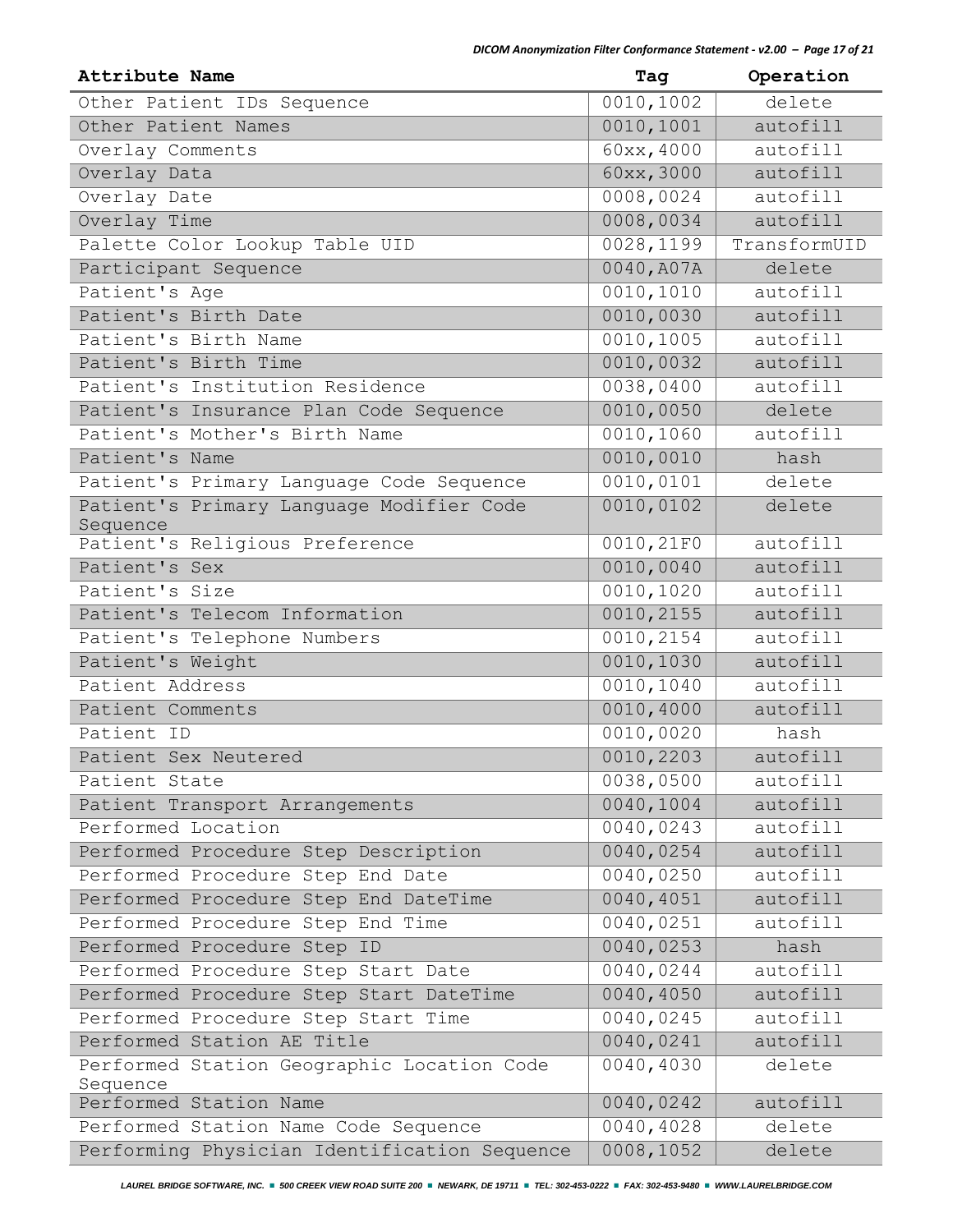| Attribute Name | Tag | Operation |
|---|---|---|
| Other Patient IDs Sequence | 0010,1002 | delete |
| Other Patient Names | 0010,1001 | autofill |
| Overlay Comments | 60xx,4000 | autofill |
| Overlay Data | 60xx,3000 | autofill |
| Overlay Date | 0008,0024 | autofill |
| Overlay Time | 0008,0034 | autofill |
| Palette Color Lookup Table UID | 0028,1199 | TransformUID |
| Participant Sequence | 0040,A07A | delete |
| Patient's Age | 0010,1010 | autofill |
| Patient's Birth Date | 0010,0030 | autofill |
| Patient's Birth Name | 0010,1005 | autofill |
| Patient's Birth Time | 0010,0032 | autofill |
| Patient's Institution Residence | 0038,0400 | autofill |
| Patient's Insurance Plan Code Sequence | 0010,0050 | delete |
| Patient's Mother's Birth Name | 0010,1060 | autofill |
| Patient's Name | 0010,0010 | hash |
| Patient's Primary Language Code Sequence | 0010,0101 | delete |
| Patient's Primary Language Modifier Code Sequence | 0010,0102 | delete |
| Patient's Religious Preference | 0010,21F0 | autofill |
| Patient's Sex | 0010,0040 | autofill |
| Patient's Size | 0010,1020 | autofill |
| Patient's Telecom Information | 0010,2155 | autofill |
| Patient's Telephone Numbers | 0010,2154 | autofill |
| Patient's Weight | 0010,1030 | autofill |
| Patient Address | 0010,1040 | autofill |
| Patient Comments | 0010,4000 | autofill |
| Patient ID | 0010,0020 | hash |
| Patient Sex Neutered | 0010,2203 | autofill |
| Patient State | 0038,0500 | autofill |
| Patient Transport Arrangements | 0040,1004 | autofill |
| Performed Location | 0040,0243 | autofill |
| Performed Procedure Step Description | 0040,0254 | autofill |
| Performed Procedure Step End Date | 0040,0250 | autofill |
| Performed Procedure Step End DateTime | 0040,4051 | autofill |
| Performed Procedure Step End Time | 0040,0251 | autofill |
| Performed Procedure Step ID | 0040,0253 | hash |
| Performed Procedure Step Start Date | 0040,0244 | autofill |
| Performed Procedure Step Start DateTime | 0040,4050 | autofill |
| Performed Procedure Step Start Time | 0040,0245 | autofill |
| Performed Station AE Title | 0040,0241 | autofill |
| Performed Station Geographic Location Code Sequence | 0040,4030 | delete |
| Performed Station Name | 0040,0242 | autofill |
| Performed Station Name Code Sequence | 0040,4028 | delete |
| Performing Physician Identification Sequence | 0008,1052 | delete |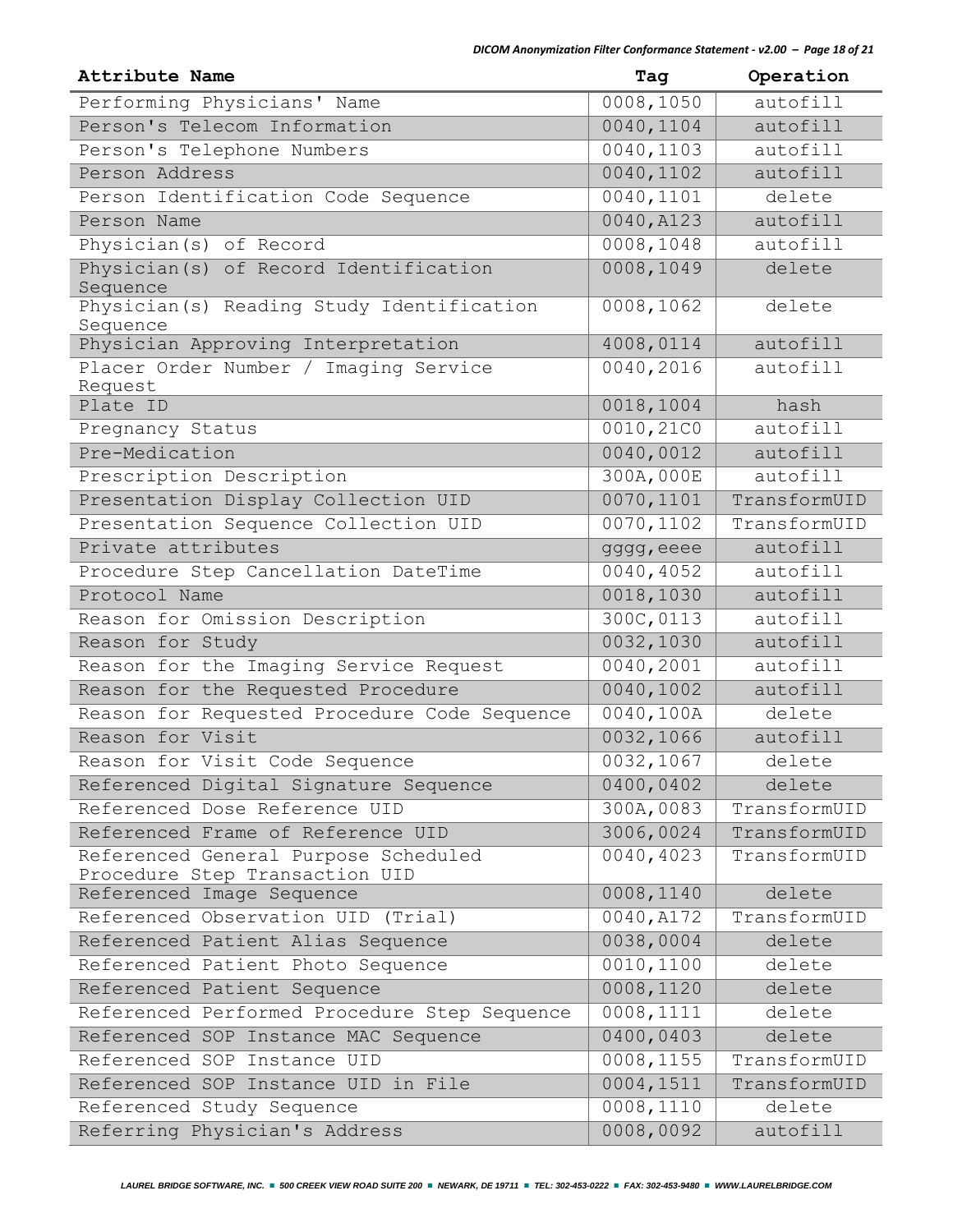| Attribute Name | Tag | Operation |
|---|---|---|
| Performing Physicians' Name | 0008,1050 | autofill |
| Person's Telecom Information | 0040,1104 | autofill |
| Person's Telephone Numbers | 0040,1103 | autofill |
| Person Address | 0040,1102 | autofill |
| Person Identification Code Sequence | 0040,1101 | delete |
| Person Name | 0040,A123 | autofill |
| Physician(s) of Record | 0008,1048 | autofill |
| Physician(s) of Record Identification Sequence | 0008,1049 | delete |
| Physician(s) Reading Study Identification Sequence | 0008,1062 | delete |
| Physician Approving Interpretation | 4008,0114 | autofill |
| Placer Order Number / Imaging Service Request | 0040,2016 | autofill |
| Plate ID | 0018,1004 | hash |
| Pregnancy Status | 0010,21C0 | autofill |
| Pre-Medication | 0040,0012 | autofill |
| Prescription Description | 300A,000E | autofill |
| Presentation Display Collection UID | 0070,1101 | TransformUID |
| Presentation Sequence Collection UID | 0070,1102 | TransformUID |
| Private attributes | gggg,eeee | autofill |
| Procedure Step Cancellation DateTime | 0040,4052 | autofill |
| Protocol Name | 0018,1030 | autofill |
| Reason for Omission Description | 300C,0113 | autofill |
| Reason for Study | 0032,1030 | autofill |
| Reason for the Imaging Service Request | 0040,2001 | autofill |
| Reason for the Requested Procedure | 0040,1002 | autofill |
| Reason for Requested Procedure Code Sequence | 0040,100A | delete |
| Reason for Visit | 0032,1066 | autofill |
| Reason for Visit Code Sequence | 0032,1067 | delete |
| Referenced Digital Signature Sequence | 0400,0402 | delete |
| Referenced Dose Reference UID | 300A,0083 | TransformUID |
| Referenced Frame of Reference UID | 3006,0024 | TransformUID |
| Referenced General Purpose Scheduled Procedure Step Transaction UID | 0040,4023 | TransformUID |
| Referenced Image Sequence | 0008,1140 | delete |
| Referenced Observation UID (Trial) | 0040,A172 | TransformUID |
| Referenced Patient Alias Sequence | 0038,0004 | delete |
| Referenced Patient Photo Sequence | 0010,1100 | delete |
| Referenced Patient Sequence | 0008,1120 | delete |
| Referenced Performed Procedure Step Sequence | 0008,1111 | delete |
| Referenced SOP Instance MAC Sequence | 0400,0403 | delete |
| Referenced SOP Instance UID | 0008,1155 | TransformUID |
| Referenced SOP Instance UID in File | 0004,1511 | TransformUID |
| Referenced Study Sequence | 0008,1110 | delete |
| Referring Physician's Address | 0008,0092 | autofill |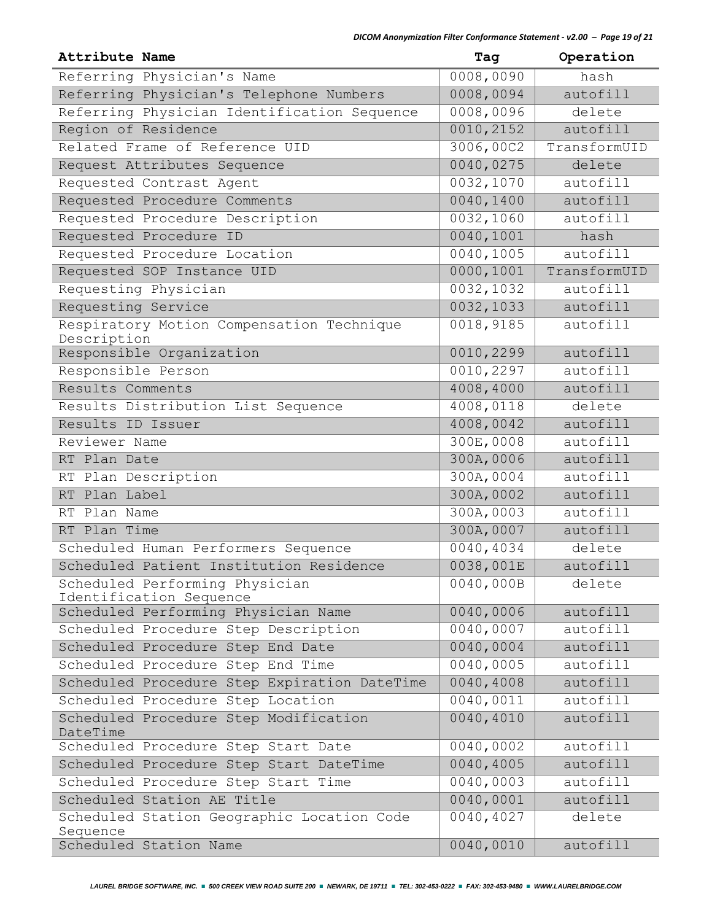| Attribute Name | Tag | Operation |
|---|---|---|
| Referring Physician's Name | 0008,0090 | hash |
| Referring Physician's Telephone Numbers | 0008,0094 | autofill |
| Referring Physician Identification Sequence | 0008,0096 | delete |
| Region of Residence | 0010,2152 | autofill |
| Related Frame of Reference UID | 3006,00C2 | TransformUID |
| Request Attributes Sequence | 0040,0275 | delete |
| Requested Contrast Agent | 0032,1070 | autofill |
| Requested Procedure Comments | 0040,1400 | autofill |
| Requested Procedure Description | 0032,1060 | autofill |
| Requested Procedure ID | 0040,1001 | hash |
| Requested Procedure Location | 0040,1005 | autofill |
| Requested SOP Instance UID | 0000,1001 | TransformUID |
| Requesting Physician | 0032,1032 | autofill |
| Requesting Service | 0032,1033 | autofill |
| Respiratory Motion Compensation Technique Description | 0018,9185 | autofill |
| Responsible Organization | 0010,2299 | autofill |
| Responsible Person | 0010,2297 | autofill |
| Results Comments | 4008,4000 | autofill |
| Results Distribution List Sequence | 4008,0118 | delete |
| Results ID Issuer | 4008,0042 | autofill |
| Reviewer Name | 300E,0008 | autofill |
| RT Plan Date | 300A,0006 | autofill |
| RT Plan Description | 300A,0004 | autofill |
| RT Plan Label | 300A,0002 | autofill |
| RT Plan Name | 300A,0003 | autofill |
| RT Plan Time | 300A,0007 | autofill |
| Scheduled Human Performers Sequence | 0040,4034 | delete |
| Scheduled Patient Institution Residence | 0038,001E | autofill |
| Scheduled Performing Physician Identification Sequence | 0040,000B | delete |
| Scheduled Performing Physician Name | 0040,0006 | autofill |
| Scheduled Procedure Step Description | 0040,0007 | autofill |
| Scheduled Procedure Step End Date | 0040,0004 | autofill |
| Scheduled Procedure Step End Time | 0040,0005 | autofill |
| Scheduled Procedure Step Expiration DateTime | 0040,4008 | autofill |
| Scheduled Procedure Step Location | 0040,0011 | autofill |
| Scheduled Procedure Step Modification DateTime | 0040,4010 | autofill |
| Scheduled Procedure Step Start Date | 0040,0002 | autofill |
| Scheduled Procedure Step Start DateTime | 0040,4005 | autofill |
| Scheduled Procedure Step Start Time | 0040,0003 | autofill |
| Scheduled Station AE Title | 0040,0001 | autofill |
| Scheduled Station Geographic Location Code Sequence | 0040,4027 | delete |
| Scheduled Station Name | 0040,0010 | autofill |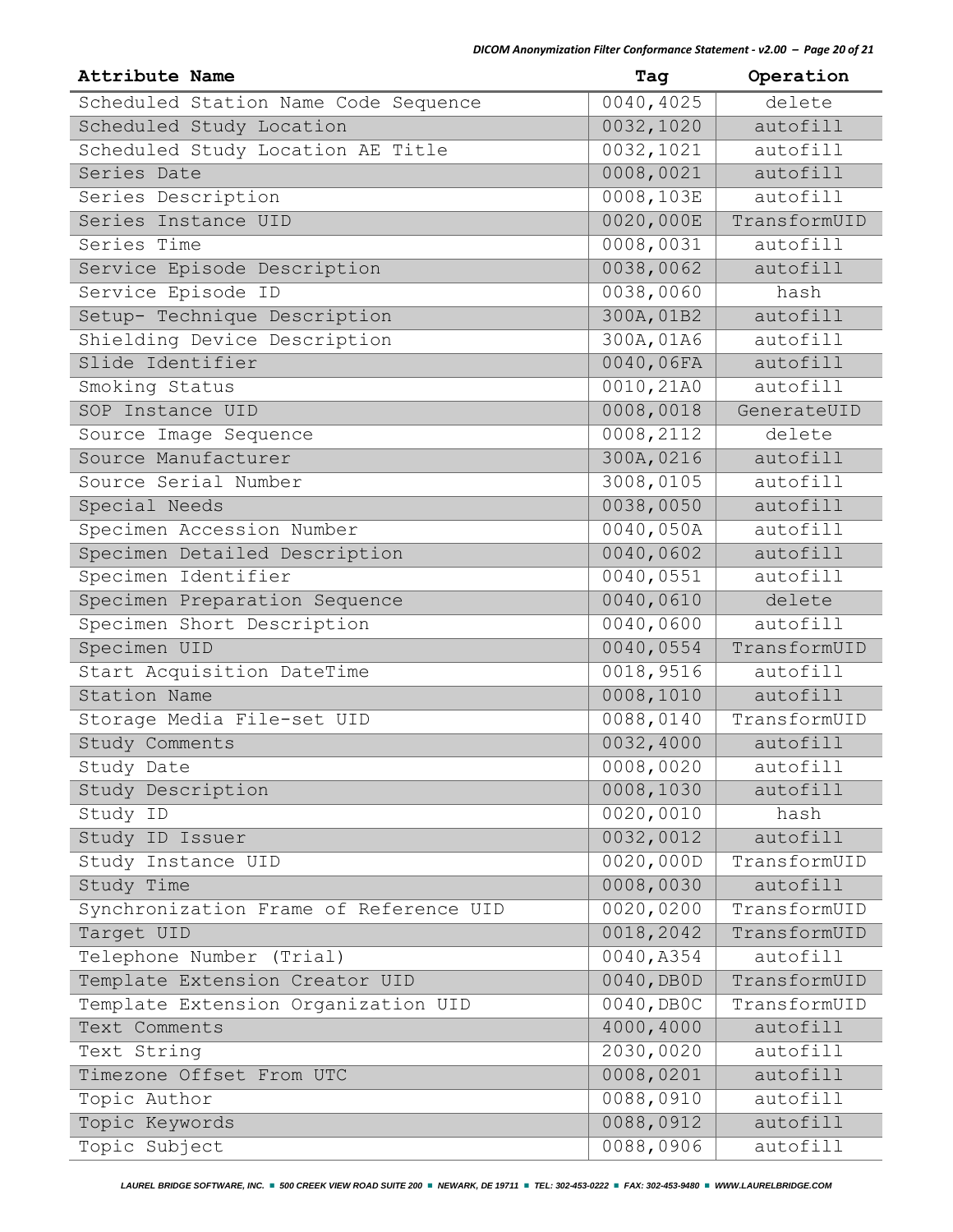| Attribute Name | Tag | Operation |
|---|---|---|
| Scheduled Station Name Code Sequence | 0040,4025 | delete |
| Scheduled Study Location | 0032,1020 | autofill |
| Scheduled Study Location AE Title | 0032,1021 | autofill |
| Series Date | 0008,0021 | autofill |
| Series Description | 0008,103E | autofill |
| Series Instance UID | 0020,000E | TransformUID |
| Series Time | 0008,0031 | autofill |
| Service Episode Description | 0038,0062 | autofill |
| Service Episode ID | 0038,0060 | hash |
| Setup- Technique Description | 300A,01B2 | autofill |
| Shielding Device Description | 300A,01A6 | autofill |
| Slide Identifier | 0040,06FA | autofill |
| Smoking Status | 0010,21A0 | autofill |
| SOP Instance UID | 0008,0018 | GenerateUID |
| Source Image Sequence | 0008,2112 | delete |
| Source Manufacturer | 300A,0216 | autofill |
| Source Serial Number | 3008,0105 | autofill |
| Special Needs | 0038,0050 | autofill |
| Specimen Accession Number | 0040,050A | autofill |
| Specimen Detailed Description | 0040,0602 | autofill |
| Specimen Identifier | 0040,0551 | autofill |
| Specimen Preparation Sequence | 0040,0610 | delete |
| Specimen Short Description | 0040,0600 | autofill |
| Specimen UID | 0040,0554 | TransformUID |
| Start Acquisition DateTime | 0018,9516 | autofill |
| Station Name | 0008,1010 | autofill |
| Storage Media File-set UID | 0088,0140 | TransformUID |
| Study Comments | 0032,4000 | autofill |
| Study Date | 0008,0020 | autofill |
| Study Description | 0008,1030 | autofill |
| Study ID | 0020,0010 | hash |
| Study ID Issuer | 0032,0012 | autofill |
| Study Instance UID | 0020,000D | TransformUID |
| Study Time | 0008,0030 | autofill |
| Synchronization Frame of Reference UID | 0020,0200 | TransformUID |
| Target UID | 0018,2042 | TransformUID |
| Telephone Number (Trial) | 0040,A354 | autofill |
| Template Extension Creator UID | 0040,DB0D | TransformUID |
| Template Extension Organization UID | 0040,DB0C | TransformUID |
| Text Comments | 4000,4000 | autofill |
| Text String | 2030,0020 | autofill |
| Timezone Offset From UTC | 0008,0201 | autofill |
| Topic Author | 0088,0910 | autofill |
| Topic Keywords | 0088,0912 | autofill |
| Topic Subject | 0088,0906 | autofill |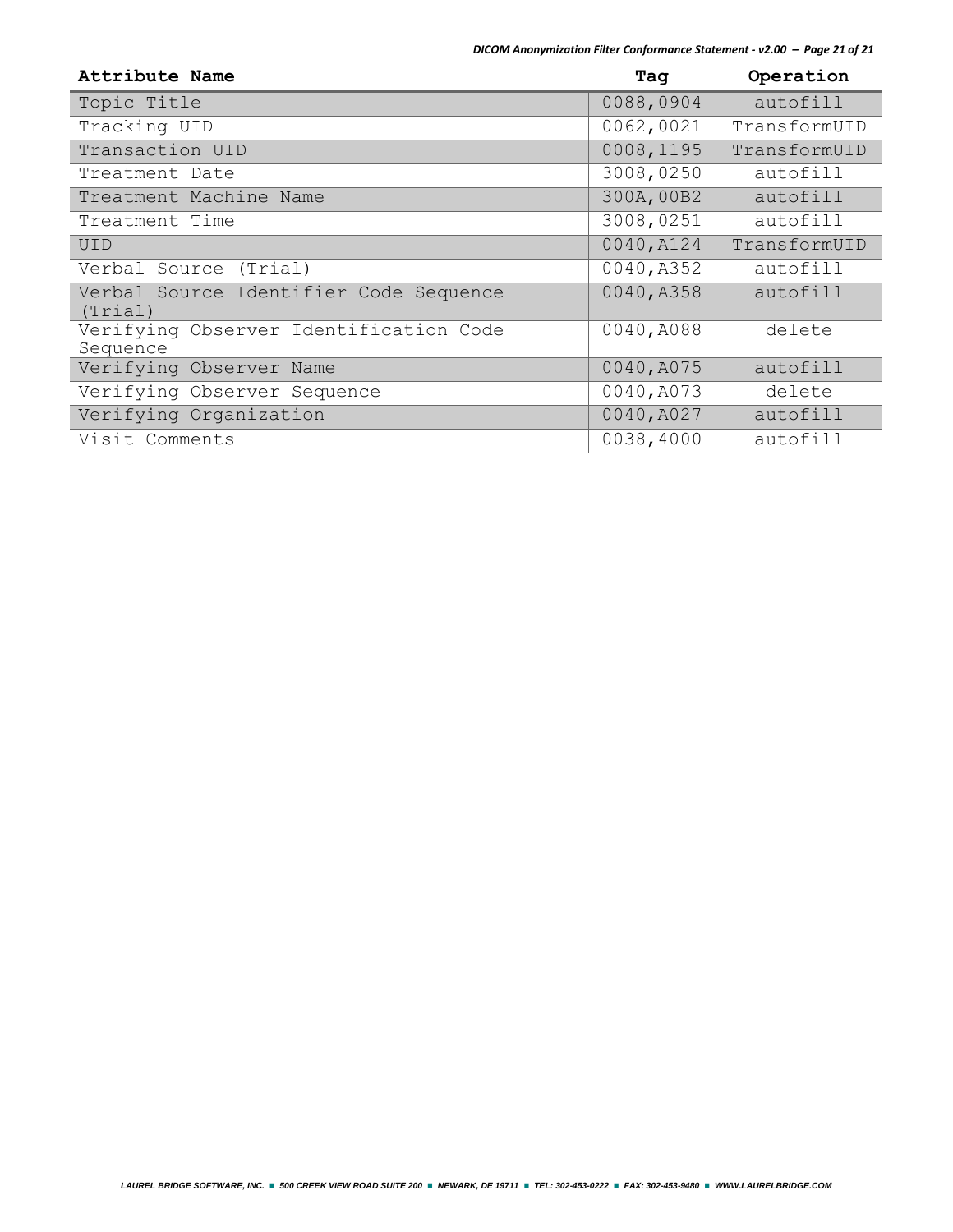| Attribute Name | Tag | Operation |
|---|---|---|
| Topic Title | 0088,0904 | autofill |
| Tracking UID | 0062,0021 | TransformUID |
| Transaction UID | 0008,1195 | TransformUID |
| Treatment Date | 3008,0250 | autofill |
| Treatment Machine Name | 300A,00B2 | autofill |
| Treatment Time | 3008,0251 | autofill |
| UID | 0040,A124 | TransformUID |
| Verbal Source (Trial) | 0040,A352 | autofill |
| Verbal Source Identifier Code Sequence (Trial) | 0040,A358 | autofill |
| Verifying Observer Identification Code Sequence | 0040,A088 | delete |
| Verifying Observer Name | 0040,A075 | autofill |
| Verifying Observer Sequence | 0040,A073 | delete |
| Verifying Organization | 0040,A027 | autofill |
| Visit Comments | 0038,4000 | autofill |